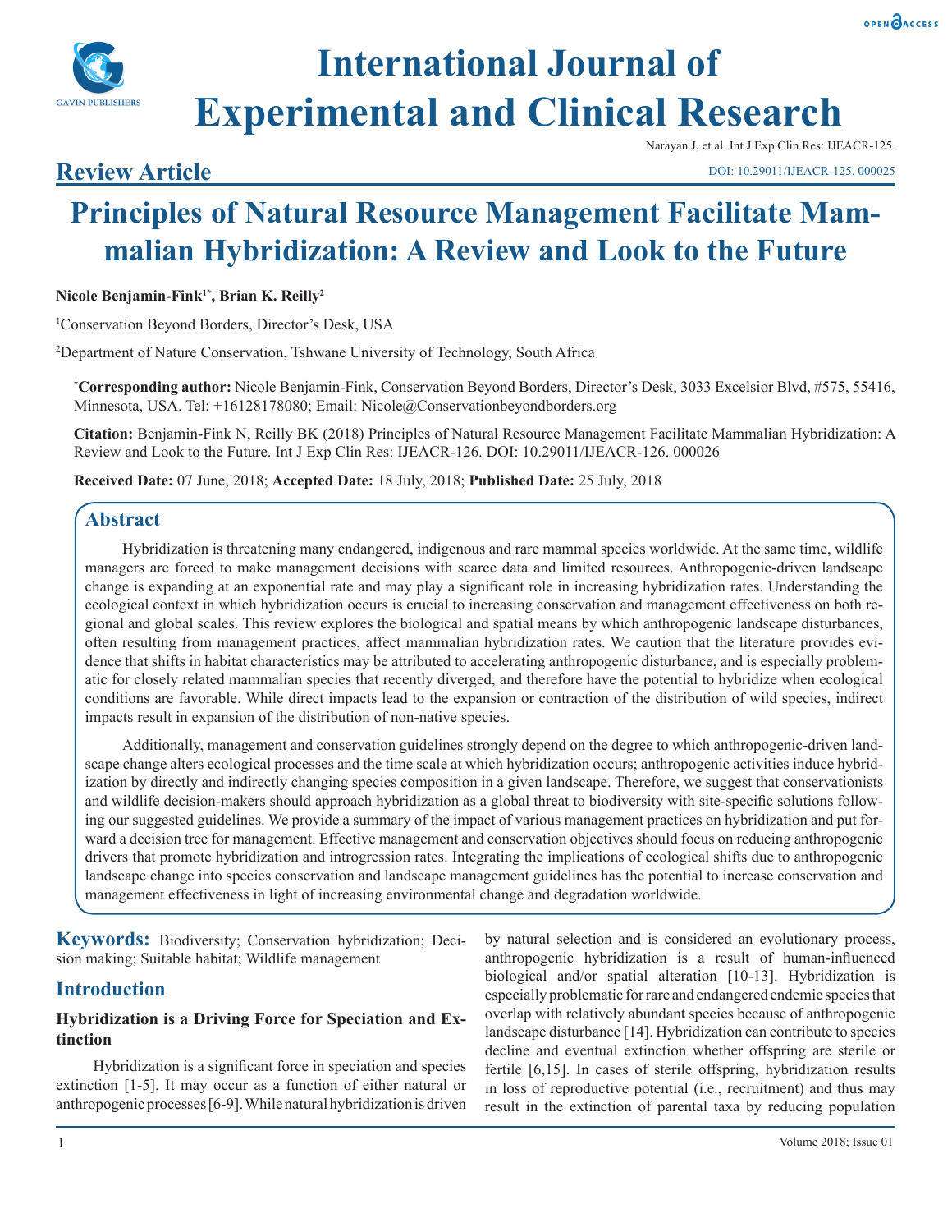# International Journal of Experimental and Clinical Research

Narayan J, et al. Int J Exp Clin Res: IJEACR-125.

**Review Article**

DOI: 10.29011/IJEACR-125. 000025

# Principles of Natural Resource Management Facilitate Mammalian Hybridization: A Review and Look to the Future

**Nicole Benjamin-Fink[1*], Brian K. Reilly[2]**

[1]Conservation Beyond Borders, Director's Desk, USA

[2]Department of Nature Conservation, Tshwane University of Technology, South Africa

**[*]Corresponding author:** Nicole Benjamin-Fink, Conservation Beyond Borders, Director's Desk, 3033 Excelsior Blvd, #575, 55416, Minnesota, USA. Tel: +16128178080; Email: Nicole@Conservationbeyondborders.org

**Citation:** Benjamin-Fink N, Reilly BK (2018) Principles of Natural Resource Management Facilitate Mammalian Hybridization: A Review and Look to the Future. Int J Exp Clin Res: IJEACR-126. DOI: 10.29011/IJEACR-126. 000026

**Received Date:** 07 June, 2018; **Accepted Date:** 18 July, 2018; **Published Date:** 25 July, 2018

## Abstract

Hybridization is threatening many endangered, indigenous and rare mammal species worldwide. At the same time, wildlife managers are forced to make management decisions with scarce data and limited resources. Anthropogenic-driven landscape change is expanding at an exponential rate and may play a significant role in increasing hybridization rates. Understanding the ecological context in which hybridization occurs is crucial to increasing conservation and management effectiveness on both regional and global scales. This review explores the biological and spatial means by which anthropogenic landscape disturbances, often resulting from management practices, affect mammalian hybridization rates. We caution that the literature provides evidence that shifts in habitat characteristics may be attributed to accelerating anthropogenic disturbance, and is especially problematic for closely related mammalian species that recently diverged, and therefore have the potential to hybridize when ecological conditions are favorable. While direct impacts lead to the expansion or contraction of the distribution of wild species, indirect impacts result in expansion of the distribution of non-native species.

Additionally, management and conservation guidelines strongly depend on the degree to which anthropogenic-driven landscape change alters ecological processes and the time scale at which hybridization occurs; anthropogenic activities induce hybridization by directly and indirectly changing species composition in a given landscape. Therefore, we suggest that conservationists and wildlife decision-makers should approach hybridization as a global threat to biodiversity with site-specific solutions following our suggested guidelines. We provide a summary of the impact of various management practices on hybridization and put forward a decision tree for management. Effective management and conservation objectives should focus on reducing anthropogenic drivers that promote hybridization and introgression rates. Integrating the implications of ecological shifts due to anthropogenic landscape change into species conservation and landscape management guidelines has the potential to increase conservation and management effectiveness in light of increasing environmental change and degradation worldwide.

**Keywords:** Biodiversity; Conservation hybridization; Decision making; Suitable habitat; Wildlife management

## Introduction

### Hybridization is a Driving Force for Speciation and Extinction

Hybridization is a significant force in speciation and species extinction [1-5]. It may occur as a function of either natural or anthropogenic processes [6-9]. While natural hybridization is driven by natural selection and is considered an evolutionary process, anthropogenic hybridization is a result of human-influenced biological and/or spatial alteration [10-13]. Hybridization is especially problematic for rare and endangered endemic species that overlap with relatively abundant species because of anthropogenic landscape disturbance [14]. Hybridization can contribute to species decline and eventual extinction whether offspring are sterile or fertile [6,15]. In cases of sterile offspring, hybridization results in loss of reproductive potential (i.e., recruitment) and thus may result in the extinction of parental taxa by reducing population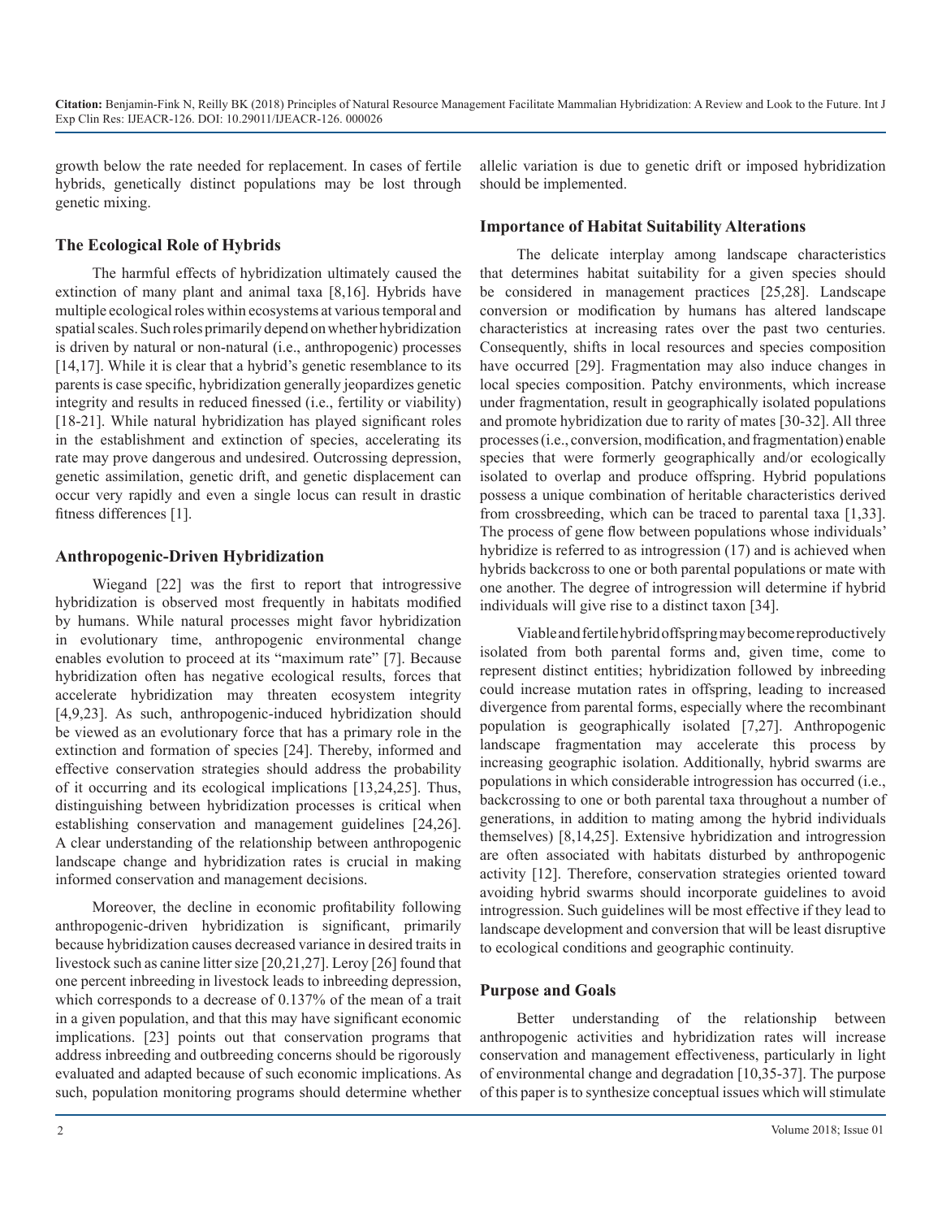growth below the rate needed for replacement. In cases of fertile hybrids, genetically distinct populations may be lost through genetic mixing.

## The Ecological Role of Hybrids

The harmful effects of hybridization ultimately caused the extinction of many plant and animal taxa [8,16]. Hybrids have multiple ecological roles within ecosystems at various temporal and spatial scales. Such roles primarily depend on whether hybridization is driven by natural or non-natural (i.e., anthropogenic) processes [14,17]. While it is clear that a hybrid's genetic resemblance to its parents is case specific, hybridization generally jeopardizes genetic integrity and results in reduced finessed (i.e., fertility or viability) [18-21]. While natural hybridization has played significant roles in the establishment and extinction of species, accelerating its rate may prove dangerous and undesired. Outcrossing depression, genetic assimilation, genetic drift, and genetic displacement can occur very rapidly and even a single locus can result in drastic fitness differences [1].

## Anthropogenic-Driven Hybridization

Wiegand [22] was the first to report that introgressive hybridization is observed most frequently in habitats modified by humans. While natural processes might favor hybridization in evolutionary time, anthropogenic environmental change enables evolution to proceed at its "maximum rate" [7]. Because hybridization often has negative ecological results, forces that accelerate hybridization may threaten ecosystem integrity [4,9,23]. As such, anthropogenic-induced hybridization should be viewed as an evolutionary force that has a primary role in the extinction and formation of species [24]. Thereby, informed and effective conservation strategies should address the probability of it occurring and its ecological implications [13,24,25]. Thus, distinguishing between hybridization processes is critical when establishing conservation and management guidelines [24,26]. A clear understanding of the relationship between anthropogenic landscape change and hybridization rates is crucial in making informed conservation and management decisions.

Moreover, the decline in economic profitability following anthropogenic-driven hybridization is significant, primarily because hybridization causes decreased variance in desired traits in livestock such as canine litter size [20,21,27]. Leroy [26] found that one percent inbreeding in livestock leads to inbreeding depression, which corresponds to a decrease of 0.137% of the mean of a trait in a given population, and that this may have significant economic implications. [23] points out that conservation programs that address inbreeding and outbreeding concerns should be rigorously evaluated and adapted because of such economic implications. As such, population monitoring programs should determine whether allelic variation is due to genetic drift or imposed hybridization should be implemented.

## Importance of Habitat Suitability Alterations

The delicate interplay among landscape characteristics that determines habitat suitability for a given species should be considered in management practices [25,28]. Landscape conversion or modification by humans has altered landscape characteristics at increasing rates over the past two centuries. Consequently, shifts in local resources and species composition have occurred [29]. Fragmentation may also induce changes in local species composition. Patchy environments, which increase under fragmentation, result in geographically isolated populations and promote hybridization due to rarity of mates [30-32]. All three processes (i.e., conversion, modification, and fragmentation) enable species that were formerly geographically and/or ecologically isolated to overlap and produce offspring. Hybrid populations possess a unique combination of heritable characteristics derived from crossbreeding, which can be traced to parental taxa [1,33]. The process of gene flow between populations whose individuals' hybridize is referred to as introgression (17) and is achieved when hybrids backcross to one or both parental populations or mate with one another. The degree of introgression will determine if hybrid individuals will give rise to a distinct taxon [34].

Viable and fertile hybrid offspring may become reproductively isolated from both parental forms and, given time, come to represent distinct entities; hybridization followed by inbreeding could increase mutation rates in offspring, leading to increased divergence from parental forms, especially where the recombinant population is geographically isolated [7,27]. Anthropogenic landscape fragmentation may accelerate this process by increasing geographic isolation. Additionally, hybrid swarms are populations in which considerable introgression has occurred (i.e., backcrossing to one or both parental taxa throughout a number of generations, in addition to mating among the hybrid individuals themselves) [8,14,25]. Extensive hybridization and introgression are often associated with habitats disturbed by anthropogenic activity [12]. Therefore, conservation strategies oriented toward avoiding hybrid swarms should incorporate guidelines to avoid introgression. Such guidelines will be most effective if they lead to landscape development and conversion that will be least disruptive to ecological conditions and geographic continuity.

## Purpose and Goals

Better understanding of the relationship between anthropogenic activities and hybridization rates will increase conservation and management effectiveness, particularly in light of environmental change and degradation [10,35-37]. The purpose of this paper is to synthesize conceptual issues which will stimulate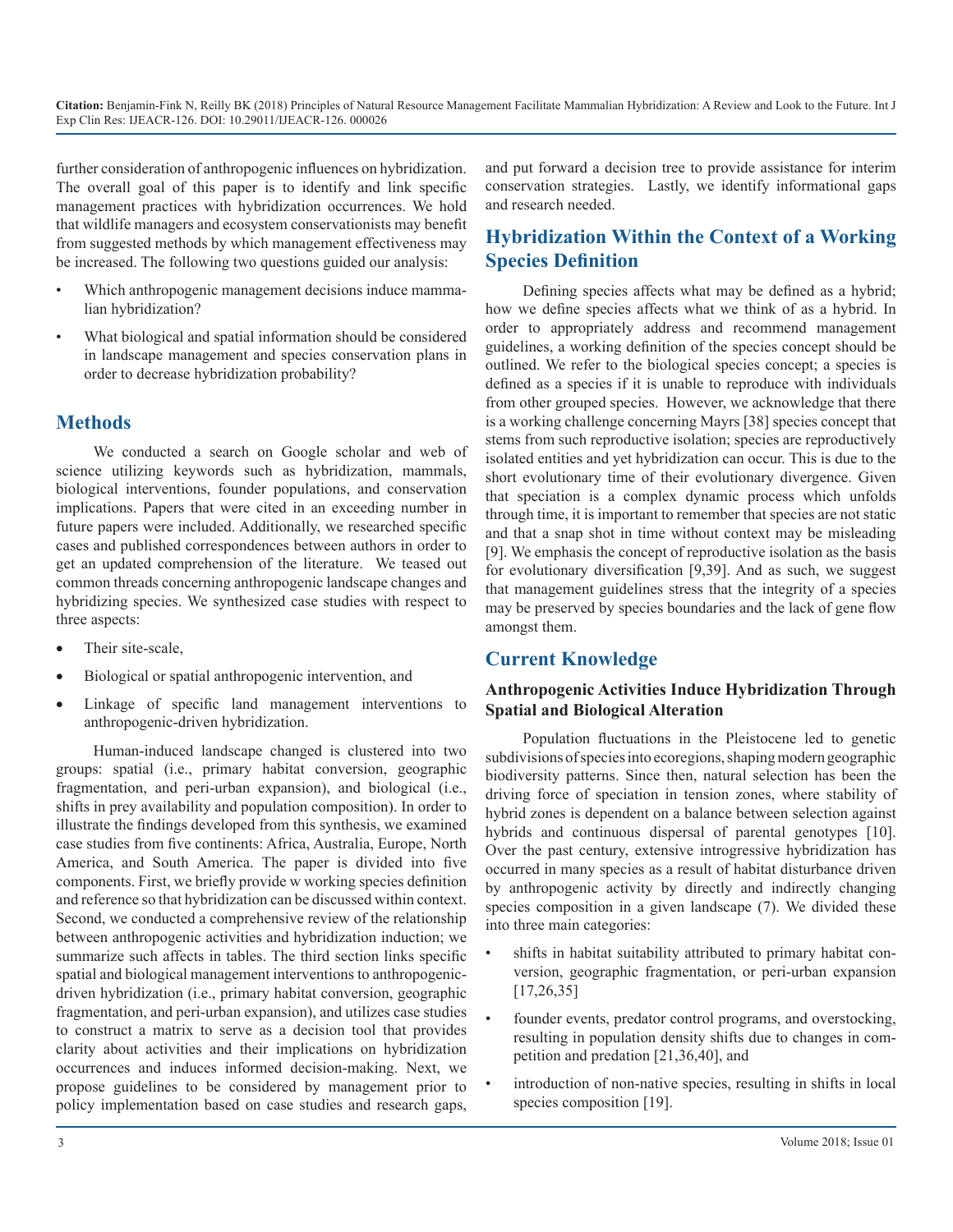further consideration of anthropogenic influences on hybridization. The overall goal of this paper is to identify and link specific management practices with hybridization occurrences. We hold that wildlife managers and ecosystem conservationists may benefit from suggested methods by which management effectiveness may be increased. The following two questions guided our analysis:

- Which anthropogenic management decisions induce mammalian hybridization?
- What biological and spatial information should be considered in landscape management and species conservation plans in order to decrease hybridization probability?

## Methods

We conducted a search on Google scholar and web of science utilizing keywords such as hybridization, mammals, biological interventions, founder populations, and conservation implications. Papers that were cited in an exceeding number in future papers were included. Additionally, we researched specific cases and published correspondences between authors in order to get an updated comprehension of the literature. We teased out common threads concerning anthropogenic landscape changes and hybridizing species. We synthesized case studies with respect to three aspects:

- Their site-scale,
- Biological or spatial anthropogenic intervention, and
- Linkage of specific land management interventions to anthropogenic-driven hybridization.

Human-induced landscape changed is clustered into two groups: spatial (i.e., primary habitat conversion, geographic fragmentation, and peri-urban expansion), and biological (i.e., shifts in prey availability and population composition). In order to illustrate the findings developed from this synthesis, we examined case studies from five continents: Africa, Australia, Europe, North America, and South America. The paper is divided into five components. First, we briefly provide w working species definition and reference so that hybridization can be discussed within context. Second, we conducted a comprehensive review of the relationship between anthropogenic activities and hybridization induction; we summarize such affects in tables. The third section links specific spatial and biological management interventions to anthropogenic-driven hybridization (i.e., primary habitat conversion, geographic fragmentation, and peri-urban expansion), and utilizes case studies to construct a matrix to serve as a decision tool that provides clarity about activities and their implications on hybridization occurrences and induces informed decision-making. Next, we propose guidelines to be considered by management prior to policy implementation based on case studies and research gaps, and put forward a decision tree to provide assistance for interim conservation strategies. Lastly, we identify informational gaps and research needed.

## Hybridization Within the Context of a Working Species Definition

Defining species affects what may be defined as a hybrid; how we define species affects what we think of as a hybrid. In order to appropriately address and recommend management guidelines, a working definition of the species concept should be outlined. We refer to the biological species concept; a species is defined as a species if it is unable to reproduce with individuals from other grouped species. However, we acknowledge that there is a working challenge concerning Mayrs [38] species concept that stems from such reproductive isolation; species are reproductively isolated entities and yet hybridization can occur. This is due to the short evolutionary time of their evolutionary divergence. Given that speciation is a complex dynamic process which unfolds through time, it is important to remember that species are not static and that a snap shot in time without context may be misleading [9]. We emphasis the concept of reproductive isolation as the basis for evolutionary diversification [9,39]. And as such, we suggest that management guidelines stress that the integrity of a species may be preserved by species boundaries and the lack of gene flow amongst them.

## Current Knowledge

### Anthropogenic Activities Induce Hybridization Through Spatial and Biological Alteration

Population fluctuations in the Pleistocene led to genetic subdivisions of species into ecoregions, shaping modern geographic biodiversity patterns. Since then, natural selection has been the driving force of speciation in tension zones, where stability of hybrid zones is dependent on a balance between selection against hybrids and continuous dispersal of parental genotypes [10]. Over the past century, extensive introgressive hybridization has occurred in many species as a result of habitat disturbance driven by anthropogenic activity by directly and indirectly changing species composition in a given landscape (7). We divided these into three main categories:

- shifts in habitat suitability attributed to primary habitat conversion, geographic fragmentation, or peri-urban expansion [17,26,35]
- founder events, predator control programs, and overstocking, resulting in population density shifts due to changes in competition and predation [21,36,40], and
- introduction of non-native species, resulting in shifts in local species composition [19].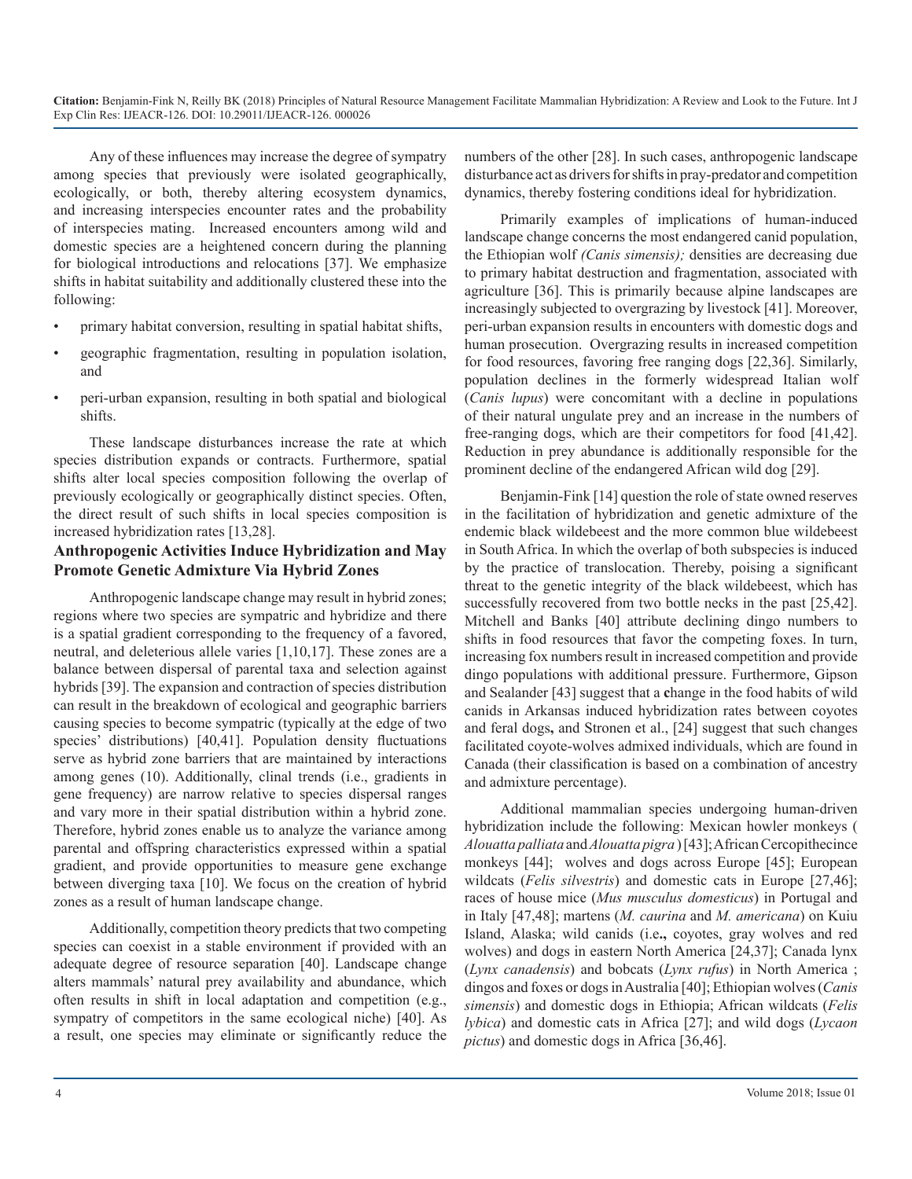Any of these influences may increase the degree of sympatry among species that previously were isolated geographically, ecologically, or both, thereby altering ecosystem dynamics, and increasing interspecies encounter rates and the probability of interspecies mating. Increased encounters among wild and domestic species are a heightened concern during the planning for biological introductions and relocations [37]. We emphasize shifts in habitat suitability and additionally clustered these into the following:

- primary habitat conversion, resulting in spatial habitat shifts,
- geographic fragmentation, resulting in population isolation, and
- peri-urban expansion, resulting in both spatial and biological shifts.

These landscape disturbances increase the rate at which species distribution expands or contracts. Furthermore, spatial shifts alter local species composition following the overlap of previously ecologically or geographically distinct species. Often, the direct result of such shifts in local species composition is increased hybridization rates [13,28].

## Anthropogenic Activities Induce Hybridization and May Promote Genetic Admixture Via Hybrid Zones

Anthropogenic landscape change may result in hybrid zones; regions where two species are sympatric and hybridize and there is a spatial gradient corresponding to the frequency of a favored, neutral, and deleterious allele varies [1,10,17]. These zones are a balance between dispersal of parental taxa and selection against hybrids [39]. The expansion and contraction of species distribution can result in the breakdown of ecological and geographic barriers causing species to become sympatric (typically at the edge of two species' distributions) [40,41]. Population density fluctuations serve as hybrid zone barriers that are maintained by interactions among genes (10). Additionally, clinal trends (i.e., gradients in gene frequency) are narrow relative to species dispersal ranges and vary more in their spatial distribution within a hybrid zone. Therefore, hybrid zones enable us to analyze the variance among parental and offspring characteristics expressed within a spatial gradient, and provide opportunities to measure gene exchange between diverging taxa [10]. We focus on the creation of hybrid zones as a result of human landscape change.

Additionally, competition theory predicts that two competing species can coexist in a stable environment if provided with an adequate degree of resource separation [40]. Landscape change alters mammals' natural prey availability and abundance, which often results in shift in local adaptation and competition (e.g., sympatry of competitors in the same ecological niche) [40]. As a result, one species may eliminate or significantly reduce the numbers of the other [28]. In such cases, anthropogenic landscape disturbance act as drivers for shifts in pray-predator and competition dynamics, thereby fostering conditions ideal for hybridization.

Primarily examples of implications of human-induced landscape change concerns the most endangered canid population, the Ethiopian wolf *(Canis simensis);* densities are decreasing due to primary habitat destruction and fragmentation, associated with agriculture [36]. This is primarily because alpine landscapes are increasingly subjected to overgrazing by livestock [41]. Moreover, peri-urban expansion results in encounters with domestic dogs and human prosecution. Overgrazing results in increased competition for food resources, favoring free ranging dogs [22,36]. Similarly, population declines in the formerly widespread Italian wolf (*Canis lupus*) were concomitant with a decline in populations of their natural ungulate prey and an increase in the numbers of free-ranging dogs, which are their competitors for food [41,42]. Reduction in prey abundance is additionally responsible for the prominent decline of the endangered African wild dog [29].

Benjamin-Fink [14] question the role of state owned reserves in the facilitation of hybridization and genetic admixture of the endemic black wildebeest and the more common blue wildebeest in South Africa. In which the overlap of both subspecies is induced by the practice of translocation. Thereby, poising a significant threat to the genetic integrity of the black wildebeest, which has successfully recovered from two bottle necks in the past [25,42]. Mitchell and Banks [40] attribute declining dingo numbers to shifts in food resources that favor the competing foxes. In turn, increasing fox numbers result in increased competition and provide dingo populations with additional pressure. Furthermore, Gipson and Sealander [43] suggest that a **c**hange in the food habits of wild canids in Arkansas induced hybridization rates between coyotes and feral dogs**,** and Stronen et al., [24] suggest that such changes facilitated coyote-wolves admixed individuals, which are found in Canada (their classification is based on a combination of ancestry and admixture percentage).

Additional mammalian species undergoing human-driven hybridization include the following: Mexican howler monkeys ( *Alouatta palliata* and *Alouatta pigra* ) [43]; African Cercopithecince monkeys [44]; wolves and dogs across Europe [45]; European wildcats (*Felis silvestris*) and domestic cats in Europe [27,46]; races of house mice (*Mus musculus domesticus*) in Portugal and in Italy [47,48]; martens (*M. caurina* and *M. americana*) on Kuiu Island, Alaska; wild canids (i.e**.,** coyotes, gray wolves and red wolves) and dogs in eastern North America [24,37]; Canada lynx (*Lynx canadensis*) and bobcats (*Lynx rufus*) in North America ; dingos and foxes or dogs in Australia [40]; Ethiopian wolves (*Canis simensis*) and domestic dogs in Ethiopia; African wildcats (*Felis lybica*) and domestic cats in Africa [27]; and wild dogs (*Lycaon pictus*) and domestic dogs in Africa [36,46].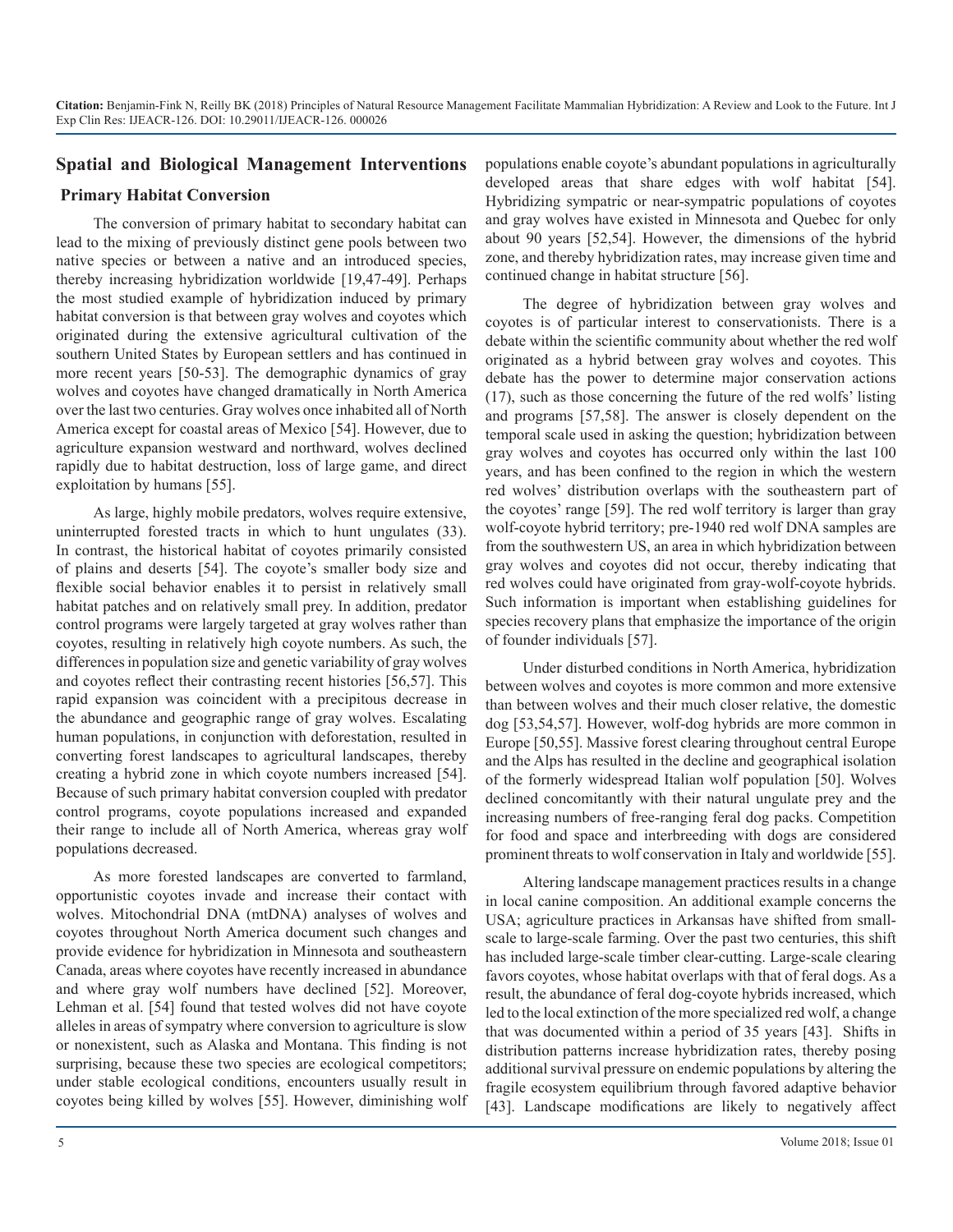## Spatial and Biological Management Interventions

### Primary Habitat Conversion

The conversion of primary habitat to secondary habitat can lead to the mixing of previously distinct gene pools between two native species or between a native and an introduced species, thereby increasing hybridization worldwide [19,47-49]. Perhaps the most studied example of hybridization induced by primary habitat conversion is that between gray wolves and coyotes which originated during the extensive agricultural cultivation of the southern United States by European settlers and has continued in more recent years [50-53]. The demographic dynamics of gray wolves and coyotes have changed dramatically in North America over the last two centuries. Gray wolves once inhabited all of North America except for coastal areas of Mexico [54]. However, due to agriculture expansion westward and northward, wolves declined rapidly due to habitat destruction, loss of large game, and direct exploitation by humans [55].

As large, highly mobile predators, wolves require extensive, uninterrupted forested tracts in which to hunt ungulates (33). In contrast, the historical habitat of coyotes primarily consisted of plains and deserts [54]. The coyote's smaller body size and flexible social behavior enables it to persist in relatively small habitat patches and on relatively small prey. In addition, predator control programs were largely targeted at gray wolves rather than coyotes, resulting in relatively high coyote numbers. As such, the differences in population size and genetic variability of gray wolves and coyotes reflect their contrasting recent histories [56,57]. This rapid expansion was coincident with a precipitous decrease in the abundance and geographic range of gray wolves. Escalating human populations, in conjunction with deforestation, resulted in converting forest landscapes to agricultural landscapes, thereby creating a hybrid zone in which coyote numbers increased [54]. Because of such primary habitat conversion coupled with predator control programs, coyote populations increased and expanded their range to include all of North America, whereas gray wolf populations decreased.

As more forested landscapes are converted to farmland, opportunistic coyotes invade and increase their contact with wolves. Mitochondrial DNA (mtDNA) analyses of wolves and coyotes throughout North America document such changes and provide evidence for hybridization in Minnesota and southeastern Canada, areas where coyotes have recently increased in abundance and where gray wolf numbers have declined [52]. Moreover, Lehman et al. [54] found that tested wolves did not have coyote alleles in areas of sympatry where conversion to agriculture is slow or nonexistent, such as Alaska and Montana. This finding is not surprising, because these two species are ecological competitors; under stable ecological conditions, encounters usually result in coyotes being killed by wolves [55]. However, diminishing wolf populations enable coyote's abundant populations in agriculturally developed areas that share edges with wolf habitat [54]. Hybridizing sympatric or near-sympatric populations of coyotes and gray wolves have existed in Minnesota and Quebec for only about 90 years [52,54]. However, the dimensions of the hybrid zone, and thereby hybridization rates, may increase given time and continued change in habitat structure [56].

The degree of hybridization between gray wolves and coyotes is of particular interest to conservationists. There is a debate within the scientific community about whether the red wolf originated as a hybrid between gray wolves and coyotes. This debate has the power to determine major conservation actions (17), such as those concerning the future of the red wolfs' listing and programs [57,58]. The answer is closely dependent on the temporal scale used in asking the question; hybridization between gray wolves and coyotes has occurred only within the last 100 years, and has been confined to the region in which the western red wolves' distribution overlaps with the southeastern part of the coyotes' range [59]. The red wolf territory is larger than gray wolf-coyote hybrid territory; pre-1940 red wolf DNA samples are from the southwestern US, an area in which hybridization between gray wolves and coyotes did not occur, thereby indicating that red wolves could have originated from gray-wolf-coyote hybrids. Such information is important when establishing guidelines for species recovery plans that emphasize the importance of the origin of founder individuals [57].

Under disturbed conditions in North America, hybridization between wolves and coyotes is more common and more extensive than between wolves and their much closer relative, the domestic dog [53,54,57]. However, wolf-dog hybrids are more common in Europe [50,55]. Massive forest clearing throughout central Europe and the Alps has resulted in the decline and geographical isolation of the formerly widespread Italian wolf population [50]. Wolves declined concomitantly with their natural ungulate prey and the increasing numbers of free-ranging feral dog packs. Competition for food and space and interbreeding with dogs are considered prominent threats to wolf conservation in Italy and worldwide [55].

Altering landscape management practices results in a change in local canine composition. An additional example concerns the USA; agriculture practices in Arkansas have shifted from small-scale to large-scale farming. Over the past two centuries, this shift has included large-scale timber clear-cutting. Large-scale clearing favors coyotes, whose habitat overlaps with that of feral dogs. As a result, the abundance of feral dog-coyote hybrids increased, which led to the local extinction of the more specialized red wolf, a change that was documented within a period of 35 years [43]. Shifts in distribution patterns increase hybridization rates, thereby posing additional survival pressure on endemic populations by altering the fragile ecosystem equilibrium through favored adaptive behavior [43]. Landscape modifications are likely to negatively affect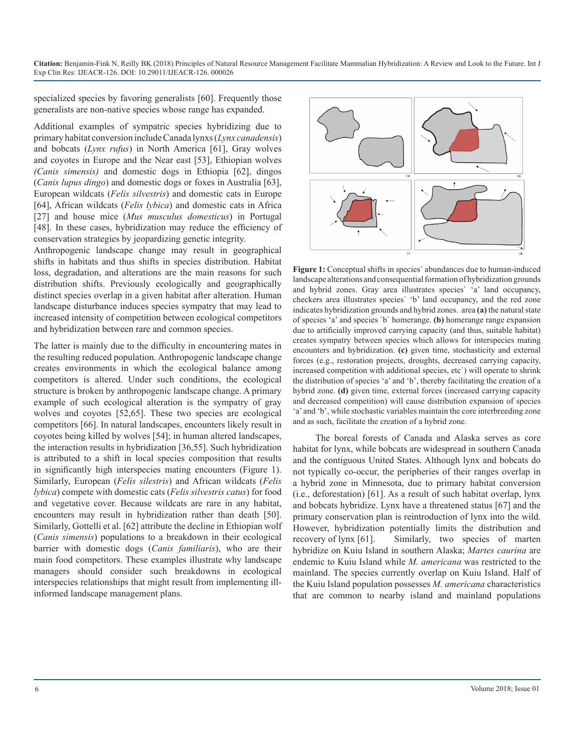specialized species by favoring generalists [60]. Frequently those generalists are non-native species whose range has expanded.

Additional examples of sympatric species hybridizing due to primary habitat conversion include Canada lynxs (*Lynx canadensis*) and bobcats (*Lynx rufus*) in North America [61], Gray wolves and coyotes in Europe and the Near east [53], Ethiopian wolves *(Canis simensis)* and domestic dogs in Ethiopia [62], dingos (*Canis lupus dingo*) and domestic dogs or foxes in Australia [63], European wildcats (*Felis silvestris*) and domestic cats in Europe [64], African wildcats (*Felis lybica*) and domestic cats in Africa [27] and house mice (*Mus musculus domesticus*) in Portugal [48]. In these cases, hybridization may reduce the efficiency of conservation strategies by jeopardizing genetic integrity.

Anthropogenic landscape change may result in geographical shifts in habitats and thus shifts in species distribution. Habitat loss, degradation, and alterations are the main reasons for such distribution shifts. Previously ecologically and geographically distinct species overlap in a given habitat after alteration. Human landscape disturbance induces species sympatry that may lead to increased intensity of competition between ecological competitors and hybridization between rare and common species.

The latter is mainly due to the difficulty in encountering mates in the resulting reduced population. Anthropogenic landscape change creates environments in which the ecological balance among competitors is altered. Under such conditions, the ecological structure is broken by anthropogenic landscape change. A primary example of such ecological alteration is the sympatry of gray wolves and coyotes [52,65]. These two species are ecological competitors [66]. In natural landscapes, encounters likely result in coyotes being killed by wolves [54]; in human altered landscapes, the interaction results in hybridization [36,55]. Such hybridization is attributed to a shift in local species composition that results in significantly high interspecies mating encounters (Figure 1). Similarly, European (*Felis silestris*) and African wildcats (*Felis lybica*) compete with domestic cats (*Felis silvestris catus*) for food and vegetative cover. Because wildcats are rare in any habitat, encounters may result in hybridization rather than death [50]. Similarly, Gottelli et al. [62] attribute the decline in Ethiopian wolf (*Canis simensis*) populations to a breakdown in their ecological barrier with domestic dogs (*Canis familiaris*), who are their main food competitors. These examples illustrate why landscape managers should consider such breakdowns in ecological interspecies relationships that might result from implementing ill-informed landscape management plans.

**Figure 1:** Conceptual shifts in species` abundances due to human-induced landscape alterations and consequential formation of hybridization grounds and hybrid zones. Gray area illustrates species` 'a' land occupancy, checkers area illustrates species` 'b' land occupancy, and the red zone indicates hybridization grounds and hybrid zones. area **(a)** the natural state of species 'a' and species `b` homerange. **(b)** homerange range expansion due to artificially improved carrying capacity (and thus, suitable habitat) creates sympatry between species which allows for interspecies mating encounters and hybridization. **(c)** given time, stochasticity and external forces (e.g., restoration projects, droughts, decreased carrying capacity, increased competition with additional species, etc`) will operate to shrink the distribution of species 'a' and 'b', thereby facilitating the creation of a hybrid zone. **(d)** given time, external forces (increased carrying capacity and decreased competition) will cause distribution expansion of species 'a' and 'b', while stochastic variables maintain the core interbreeding zone and as such, facilitate the creation of a hybrid zone.

The boreal forests of Canada and Alaska serves as core habitat for lynx, while bobcats are widespread in southern Canada and the contiguous United States. Although lynx and bobcats do not typically co-occur, the peripheries of their ranges overlap in a hybrid zone in Minnesota, due to primary habitat conversion (i.e., deforestation) [61]. As a result of such habitat overlap, lynx and bobcats hybridize. Lynx have a threatened status [67] and the primary conservation plan is reintroduction of lynx into the wild. However, hybridization potentially limits the distribution and recovery of lynx [61]. Similarly, two species of marten hybridize on Kuiu Island in southern Alaska; *Martes caurina* are endemic to Kuiu Island while *M. americana* was restricted to the mainland. The species currently overlap on Kuiu Island. Half of the Kuiu Island population possesses *M. americana* characteristics that are common to nearby island and mainland populations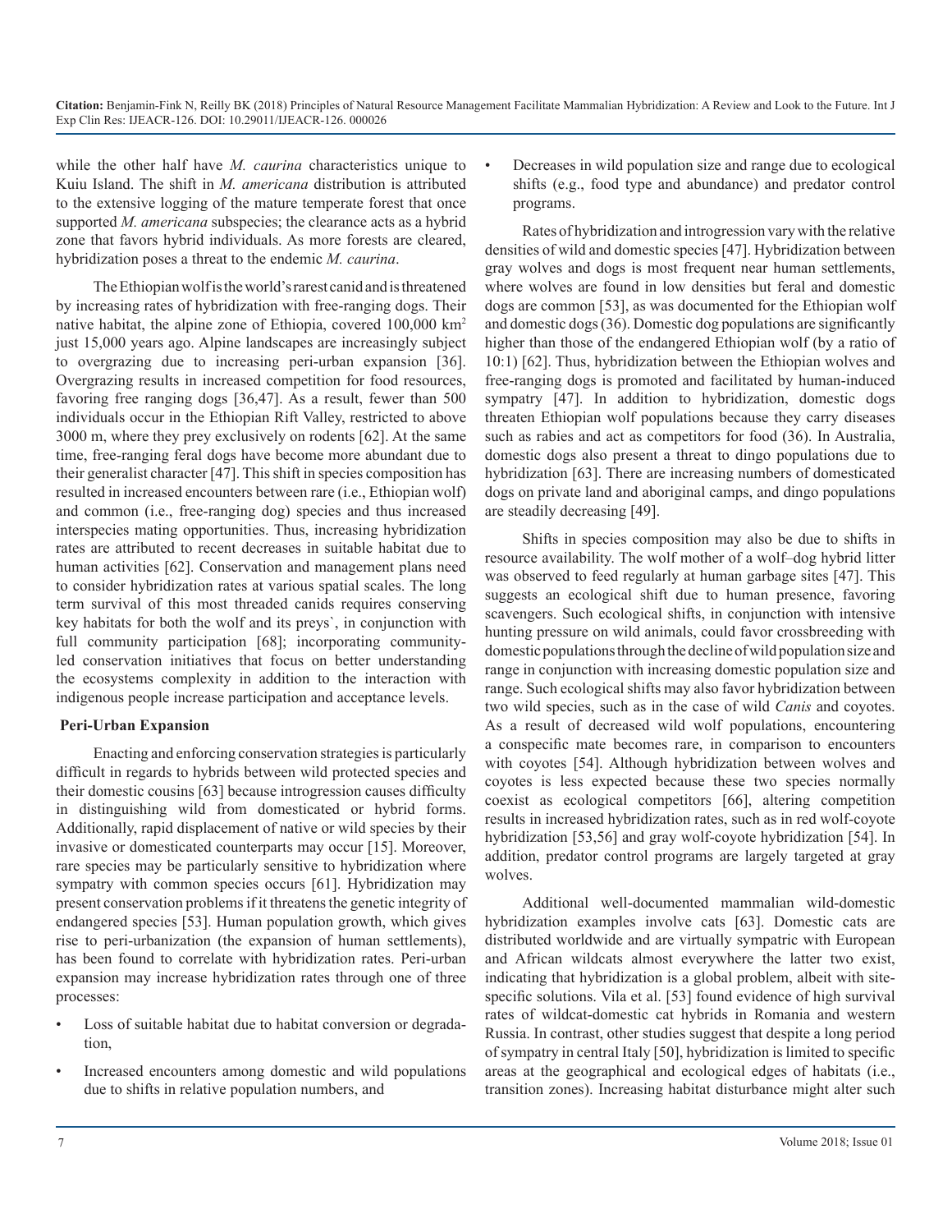while the other half have *M. caurina* characteristics unique to Kuiu Island. The shift in *M. americana* distribution is attributed to the extensive logging of the mature temperate forest that once supported *M. americana* subspecies; the clearance acts as a hybrid zone that favors hybrid individuals. As more forests are cleared, hybridization poses a threat to the endemic *M. caurina*.

The Ethiopian wolf is the world's rarest canid and is threatened by increasing rates of hybridization with free-ranging dogs. Their native habitat, the alpine zone of Ethiopia, covered 100,000 km$^2$ just 15,000 years ago. Alpine landscapes are increasingly subject to overgrazing due to increasing peri-urban expansion [36]. Overgrazing results in increased competition for food resources, favoring free ranging dogs [36,47]. As a result, fewer than 500 individuals occur in the Ethiopian Rift Valley, restricted to above 3000 m, where they prey exclusively on rodents [62]. At the same time, free-ranging feral dogs have become more abundant due to their generalist character [47]. This shift in species composition has resulted in increased encounters between rare (i.e., Ethiopian wolf) and common (i.e., free-ranging dog) species and thus increased interspecies mating opportunities. Thus, increasing hybridization rates are attributed to recent decreases in suitable habitat due to human activities [62]. Conservation and management plans need to consider hybridization rates at various spatial scales. The long term survival of this most threaded canids requires conserving key habitats for both the wolf and its preys`, in conjunction with full community participation [68]; incorporating community-led conservation initiatives that focus on better understanding the ecosystems complexity in addition to the interaction with indigenous people increase participation and acceptance levels.

## Peri-Urban Expansion

Enacting and enforcing conservation strategies is particularly difficult in regards to hybrids between wild protected species and their domestic cousins [63] because introgression causes difficulty in distinguishing wild from domesticated or hybrid forms. Additionally, rapid displacement of native or wild species by their invasive or domesticated counterparts may occur [15]. Moreover, rare species may be particularly sensitive to hybridization where sympatry with common species occurs [61]. Hybridization may present conservation problems if it threatens the genetic integrity of endangered species [53]. Human population growth, which gives rise to peri-urbanization (the expansion of human settlements), has been found to correlate with hybridization rates. Peri-urban expansion may increase hybridization rates through one of three processes:

- Loss of suitable habitat due to habitat conversion or degradation,
- Increased encounters among domestic and wild populations due to shifts in relative population numbers, and
- Decreases in wild population size and range due to ecological shifts (e.g., food type and abundance) and predator control programs.

Rates of hybridization and introgression vary with the relative densities of wild and domestic species [47]. Hybridization between gray wolves and dogs is most frequent near human settlements, where wolves are found in low densities but feral and domestic dogs are common [53], as was documented for the Ethiopian wolf and domestic dogs (36). Domestic dog populations are significantly higher than those of the endangered Ethiopian wolf (by a ratio of 10:1) [62]. Thus, hybridization between the Ethiopian wolves and free-ranging dogs is promoted and facilitated by human-induced sympatry [47]. In addition to hybridization, domestic dogs threaten Ethiopian wolf populations because they carry diseases such as rabies and act as competitors for food (36). In Australia, domestic dogs also present a threat to dingo populations due to hybridization [63]. There are increasing numbers of domesticated dogs on private land and aboriginal camps, and dingo populations are steadily decreasing [49].

Shifts in species composition may also be due to shifts in resource availability. The wolf mother of a wolf–dog hybrid litter was observed to feed regularly at human garbage sites [47]. This suggests an ecological shift due to human presence, favoring scavengers. Such ecological shifts, in conjunction with intensive hunting pressure on wild animals, could favor crossbreeding with domestic populations through the decline of wild population size and range in conjunction with increasing domestic population size and range. Such ecological shifts may also favor hybridization between two wild species, such as in the case of wild *Canis* and coyotes. As a result of decreased wild wolf populations, encountering a conspecific mate becomes rare, in comparison to encounters with coyotes [54]. Although hybridization between wolves and coyotes is less expected because these two species normally coexist as ecological competitors [66], altering competition results in increased hybridization rates, such as in red wolf-coyote hybridization [53,56] and gray wolf-coyote hybridization [54]. In addition, predator control programs are largely targeted at gray wolves.

Additional well-documented mammalian wild-domestic hybridization examples involve cats [63]. Domestic cats are distributed worldwide and are virtually sympatric with European and African wildcats almost everywhere the latter two exist, indicating that hybridization is a global problem, albeit with site-specific solutions. Vila et al. [53] found evidence of high survival rates of wildcat-domestic cat hybrids in Romania and western Russia. In contrast, other studies suggest that despite a long period of sympatry in central Italy [50], hybridization is limited to specific areas at the geographical and ecological edges of habitats (i.e., transition zones). Increasing habitat disturbance might alter such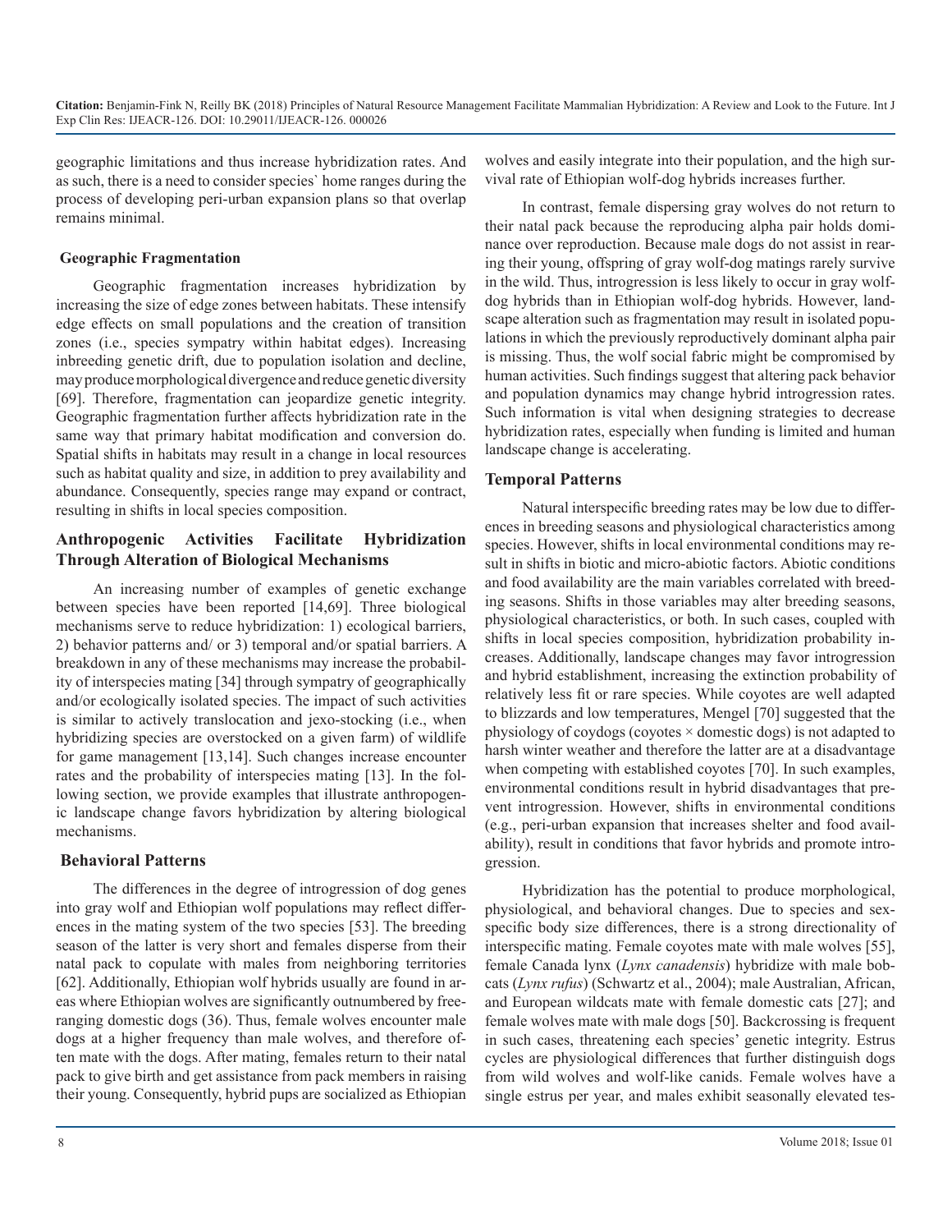geographic limitations and thus increase hybridization rates. And as such, there is a need to consider species` home ranges during the process of developing peri-urban expansion plans so that overlap remains minimal.

### Geographic Fragmentation

Geographic fragmentation increases hybridization by increasing the size of edge zones between habitats. These intensify edge effects on small populations and the creation of transition zones (i.e., species sympatry within habitat edges). Increasing inbreeding genetic drift, due to population isolation and decline, may produce morphological divergence and reduce genetic diversity [69]. Therefore, fragmentation can jeopardize genetic integrity. Geographic fragmentation further affects hybridization rate in the same way that primary habitat modification and conversion do. Spatial shifts in habitats may result in a change in local resources such as habitat quality and size, in addition to prey availability and abundance. Consequently, species range may expand or contract, resulting in shifts in local species composition.

## Anthropogenic Activities Facilitate Hybridization Through Alteration of Biological Mechanisms

An increasing number of examples of genetic exchange between species have been reported [14,69]. Three biological mechanisms serve to reduce hybridization: 1) ecological barriers, 2) behavior patterns and/ or 3) temporal and/or spatial barriers. A breakdown in any of these mechanisms may increase the probability of interspecies mating [34] through sympatry of geographically and/or ecologically isolated species. The impact of such activities is similar to actively translocation and jexo-stocking (i.e., when hybridizing species are overstocked on a given farm) of wildlife for game management [13,14]. Such changes increase encounter rates and the probability of interspecies mating [13]. In the following section, we provide examples that illustrate anthropogenic landscape change favors hybridization by altering biological mechanisms.

### Behavioral Patterns

The differences in the degree of introgression of dog genes into gray wolf and Ethiopian wolf populations may reflect differences in the mating system of the two species [53]. The breeding season of the latter is very short and females disperse from their natal pack to copulate with males from neighboring territories [62]. Additionally, Ethiopian wolf hybrids usually are found in areas where Ethiopian wolves are significantly outnumbered by free-ranging domestic dogs (36). Thus, female wolves encounter male dogs at a higher frequency than male wolves, and therefor often mate with the dogs. After mating, females return to their natal pack to give birth and get assistance from pack members in raising their young. Consequently, hybrid pups are socialized as Ethiopian wolves and easily integrate into their population, and the high survival rate of Ethiopian wolf-dog hybrids increases further.

In contrast, female dispersing gray wolves do not return to their natal pack because the reproducing alpha pair holds dominance over reproduction. Because male dogs do not assist in rearing their young, offspring of gray wolf-dog matings rarely survive in the wild. Thus, introgression is less likely to occur in gray wolf-dog hybrids than in Ethiopian wolf-dog hybrids. However, landscape alteration such as fragmentation may result in isolated populations in which the previously reproductively dominant alpha pair is missing. Thus, the wolf social fabric might be compromised by human activities. Such findings suggest that altering pack behavior and population dynamics may change hybrid introgression rates. Such information is vital when designing strategies to decrease hybridization rates, especially when funding is limited and human landscape change is accelerating.

### Temporal Patterns

Natural interspecific breeding rates may be low due to differences in breeding seasons and physiological characteristics among species. However, shifts in local environmental conditions may result in shifts in biotic and micro-abiotic factors. Abiotic conditions and food availability are the main variables correlated with breeding seasons. Shifts in those variables may alter breeding seasons, physiological characteristics, or both. In such cases, coupled with shifts in local species composition, hybridization probability increases. Additionally, landscape changes may favor introgression and hybrid establishment, increasing the extinction probability of relatively less fit or rare species. While coyotes are well adapted to blizzards and low temperatures, Mengel [70] suggested that the physiology of coydogs (coyotes × domestic dogs) is not adapted to harsh winter weather and therefore the latter are at a disadvantage when competing with established coyotes [70]. In such examples, environmental conditions result in hybrid disadvantages that prevent introgression. However, shifts in environmental conditions (e.g., peri-urban expansion that increases shelter and food availability), result in conditions that favor hybrids and promote introgression.

Hybridization has the potential to produce morphological, physiological, and behavioral changes. Due to species and sex-specific body size differences, there is a strong directionality of interspecific mating. Female coyotes mate with male wolves [55], female Canada lynx (*Lynx canadensis*) hybridize with male bobcats (*Lynx rufus*) (Schwartz et al., 2004); male Australian, African, and European wildcats mate with female domestic cats [27]; and female wolves mate with male dogs [50]. Backcrossing is frequent in such cases, threatening each species' genetic integrity. Estrus cycles are physiological differences that further distinguish dogs from wild wolves and wolf-like canids. Female wolves have a single estrus per year, and males exhibit seasonally elevated tes-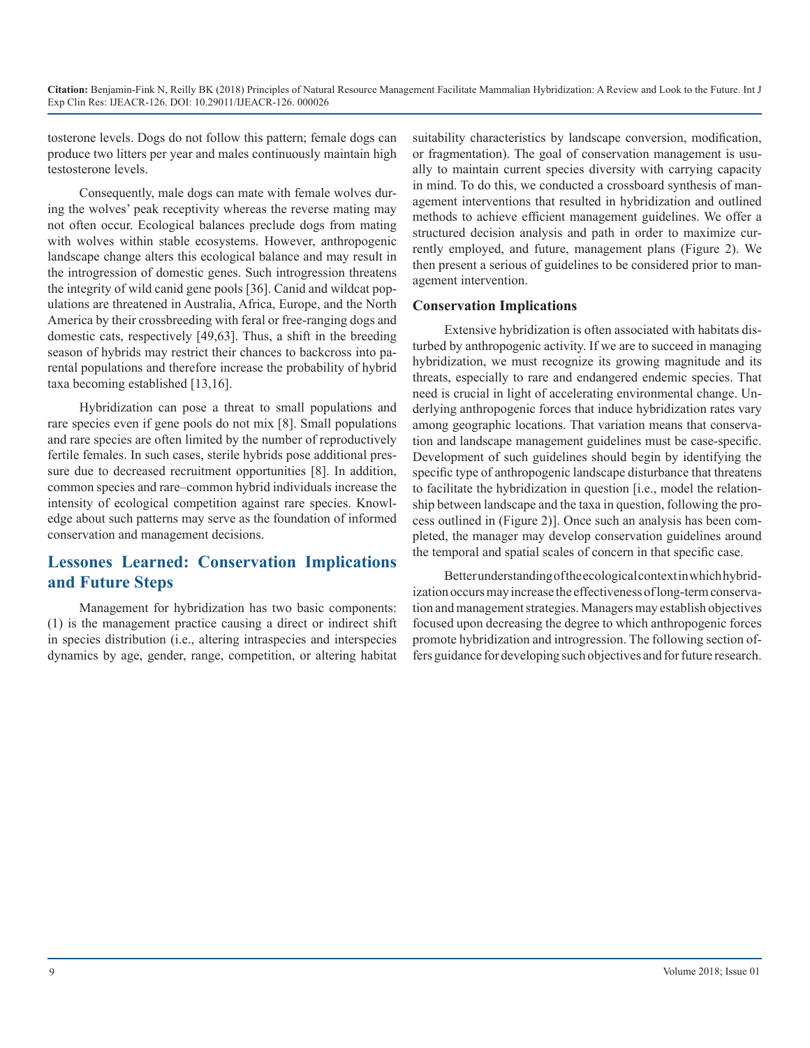tosterone levels. Dogs do not follow this pattern; female dogs can produce two litters per year and males continuously maintain high testosterone levels.

Consequently, male dogs can mate with female wolves during the wolves' peak receptivity whereas the reverse mating may not often occur. Ecological balances preclude dogs from mating with wolves within stable ecosystems. However, anthropogenic landscape change alters this ecological balance and may result in the introgression of domestic genes. Such introgression threatens the integrity of wild canid gene pools [36]. Canid and wildcat populations are threatened in Australia, Africa, Europe, and the North America by their crossbreeding with feral or free-ranging dogs and domestic cats, respectively [49,63]. Thus, a shift in the breeding season of hybrids may restrict their chances to backcross into parental populations and therefore increase the probability of hybrid taxa becoming established [13,16].

Hybridization can pose a threat to small populations and rare species even if gene pools do not mix [8]. Small populations and rare species are often limited by the number of reproductively fertile females. In such cases, sterile hybrids pose additional pressure due to decreased recruitment opportunities [8]. In addition, common species and rare–common hybrid individuals increase the intensity of ecological competition against rare species. Knowledge about such patterns may serve as the foundation of informed conservation and management decisions.

## Lessones Learned: Conservation Implications and Future Steps

Management for hybridization has two basic components: (1) is the management practice causing a direct or indirect shift in species distribution (i.e., altering intraspecies and interspecies dynamics by age, gender, range, competition, or altering habitat suitability characteristics by landscape conversion, modification, or fragmentation). The goal of conservation management is usually to maintain current species diversity with carrying capacity in mind. To do this, we conducted a crossboard synthesis of management interventions that resulted in hybridization and outlined methods to achieve efficient management guidelines. We offer a structured decision analysis and path in order to maximize currently employed, and future, management plans (Figure 2). We then present a serious of guidelines to be considered prior to management intervention.

### Conservation Implications

Extensive hybridization is often associated with habitats disturbed by anthropogenic activity. If we are to succeed in managing hybridization, we must recognize its growing magnitude and its threats, especially to rare and endangered endemic species. That need is crucial in light of accelerating environmental change. Underlying anthropogenic forces that induce hybridization rates vary among geographic locations. That variation means that conservation and landscape management guidelines must be case-specific. Development of such guidelines should begin by identifying the specific type of anthropogenic landscape disturbance that threatens to facilitate the hybridization in question [i.e., model the relationship between landscape and the taxa in question, following the process outlined in (Figure 2)]. Once such an analysis has been completed, the manager may develop conservation guidelines around the temporal and spatial scales of concern in that specific case.

Better understanding of the ecological context in which hybridization occurs may increase the effectiveness of long-term conservation and management strategies. Managers may establish objectives focused upon decreasing the degree to which anthropogenic forces promote hybridization and introgression. The following section offers guidance for developing such objectives and for future research.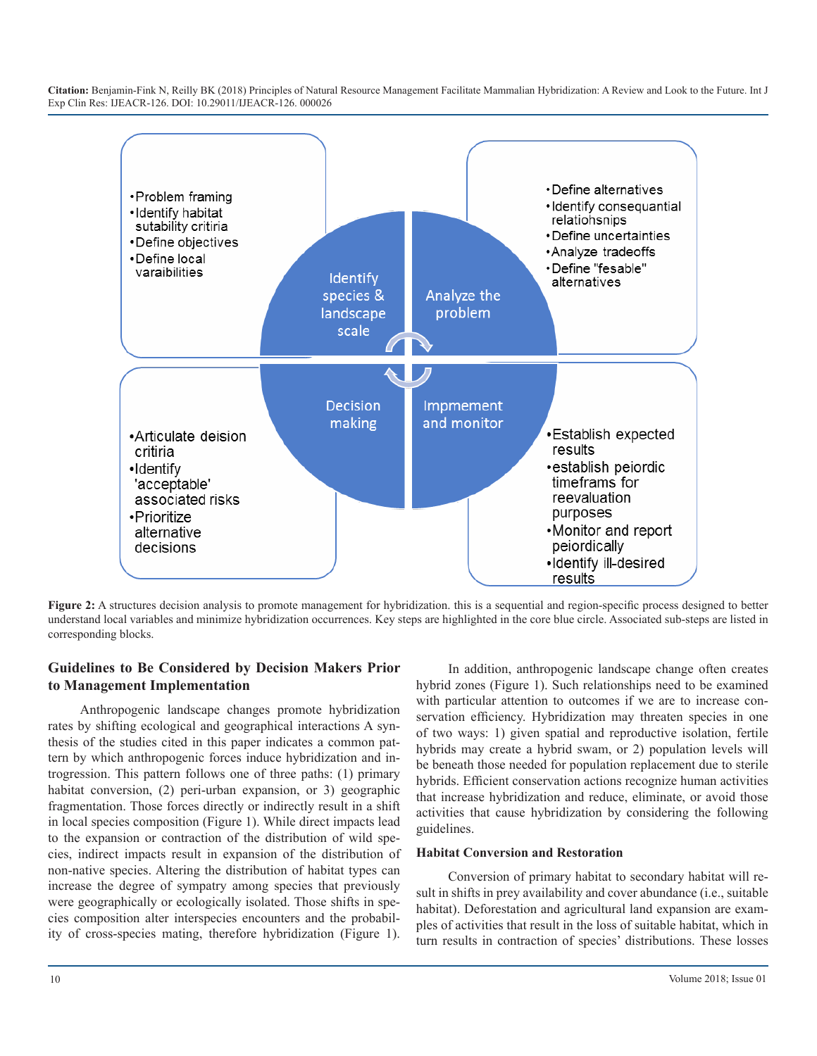- Problem framing
- Identify habitat sutability critiria
- Define objectives
- Define local varaibilities

Identify species & landscape scale

- Define alternatives
- Identify consequantial relatiohsnips
- Define uncertainties
- Analyze tradeoffs
- Define "fesable" alternatives

Analyze the problem

- Articulate deision critiria
- Identify 'acceptable' associated risks
- Prioritize alternative decisions

Decision making

Impmement and monitor

- Establish expected results
- establish peiordic timeframs for reevaluation purposes
- Monitor and report peiordically
- Identify ill-desired results

**Figure 2:** A structures decision analysis to promote management for hybridization. this is a sequential and region-specific process designed to better understand local variables and minimize hybridization occurrences. Key steps are highlighted in the core blue circle. Associated sub-steps are listed in corresponding blocks.

## Guidelines to Be Considered by Decision Makers Prior to Management Implementation

Anthropogenic landscape changes promote hybridization rates by shifting ecological and geographical interactions A synthesis of the studies cited in this paper indicates a common pattern by which anthropogenic forces induce hybridization and introgression. This pattern follows one of three paths: (1) primary habitat conversion, (2) peri-urban expansion, or 3) geographic fragmentation. Those forces directly or indirectly result in a shift in local species composition (Figure 1). While direct impacts lead to the expansion or contraction of the distribution of wild species, indirect impacts result in expansion of the distribution of non-native species. Altering the distribution of habitat types can increase the degree of sympatry among species that previously were geographically or ecologically isolated. Those shifts in species composition alter interspecies encounters and the probability of cross-species mating, therefore hybridization (Figure 1).

In addition, anthropogenic landscape change often creates hybrid zones (Figure 1). Such relationships need to be examined with particular attention to outcomes if we are to increase conservation efficiency. Hybridization may threaten species in one of two ways: 1) given spatial and reproductive isolation, fertile hybrids may create a hybrid swam, or 2) population levels will be beneath those needed for population replacement due to sterile hybrids. Efficient conservation actions recognize human activities that increase hybridization and reduce, eliminate, or avoid those activities that cause hybridization by considering the following guidelines.

### Habitat Conversion and Restoration

Conversion of primary habitat to secondary habitat will result in shifts in prey availability and cover abundance (i.e., suitable habitat). Deforestation and agricultural land expansion are examples of activities that result in the loss of suitable habitat, which in turn results in contraction of species' distributions. These losses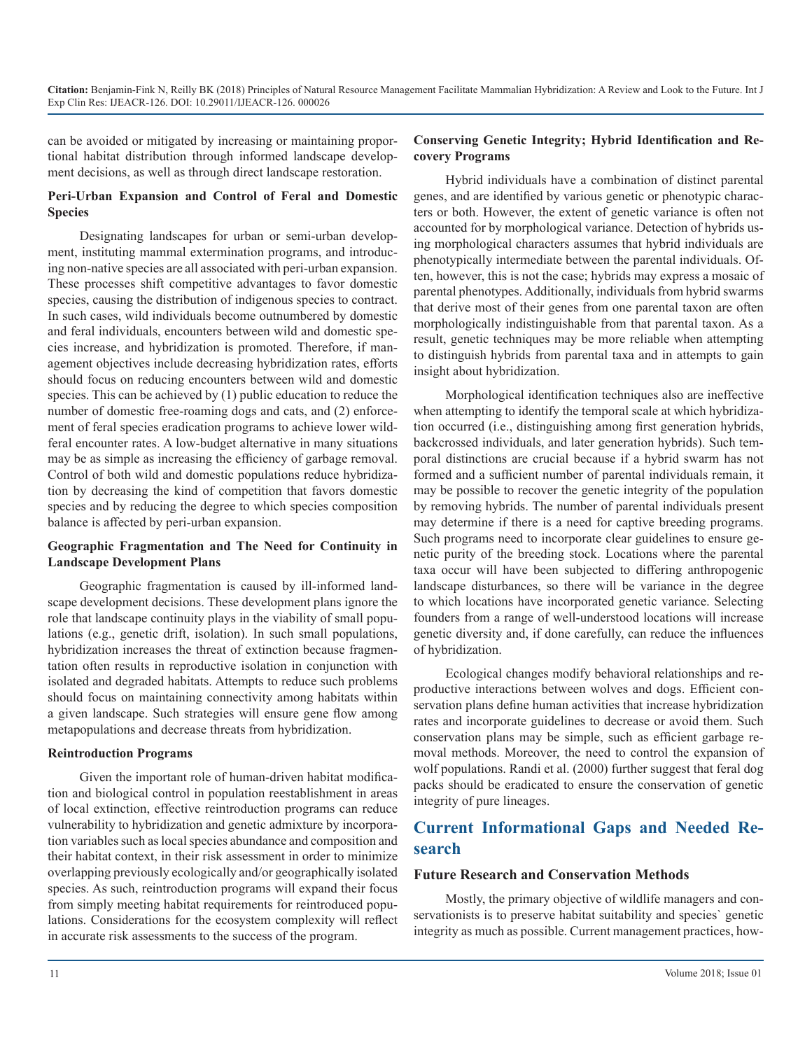can be avoided or mitigated by increasing or maintaining proportional habitat distribution through informed landscape development decisions, as well as through direct landscape restoration.

### Peri-Urban Expansion and Control of Feral and Domestic Species

Designating landscapes for urban or semi-urban development, instituting mammal extermination programs, and introducing non-native species are all associated with peri-urban expansion. These processes shift competitive advantages to favor domestic species, causing the distribution of indigenous species to contract. In such cases, wild individuals become outnumbered by domestic and feral individuals, encounters between wild and domestic species increase, and hybridization is promoted. Therefore, if management objectives include decreasing hybridization rates, efforts should focus on reducing encounters between wild and domestic species. This can be achieved by (1) public education to reduce the number of domestic free-roaming dogs and cats, and (2) enforcement of feral species eradication programs to achieve lower wild-feral encounter rates. A low-budget alternative in many situations may be as simple as increasing the efficiency of garbage removal. Control of both wild and domestic populations reduce hybridization by decreasing the kind of competition that favors domestic species and by reducing the degree to which species composition balance is affected by peri-urban expansion.

### Geographic Fragmentation and The Need for Continuity in Landscape Development Plans

Geographic fragmentation is caused by ill-informed landscape development decisions. These development plans ignore the role that landscape continuity plays in the viability of small populations (e.g., genetic drift, isolation). In such small populations, hybridization increases the threat of extinction because fragmentation often results in reproductive isolation in conjunction with isolated and degraded habitats. Attempts to reduce such problems should focus on maintaining connectivity among habitats within a given landscape. Such strategies will ensure gene flow among metapopulations and decrease threats from hybridization.

### Reintroduction Programs

Given the important role of human-driven habitat modification and biological control in population reestablishment in areas of local extinction, effective reintroduction programs can reduce vulnerability to hybridization and genetic admixture by incorporation variables such as local species abundance and composition and their habitat context, in their risk assessment in order to minimize overlapping previously ecologically and/or geographically isolated species. As such, reintroduction programs will expand their focus from simply meeting habitat requirements for reintroduced populations. Considerations for the ecosystem complexity will reflect in accurate risk assessments to the success of the program.

### Conserving Genetic Integrity; Hybrid Identification and Recovery Programs

Hybrid individuals have a combination of distinct parental genes, and are identified by various genetic or phenotypic characters or both. However, the extent of genetic variance is often not accounted for by morphological variance. Detection of hybrids using morphological characters assumes that hybrid individuals are phenotypically intermediate between the parental individuals. Often, however, this is not the case; hybrids may express a mosaic of parental phenotypes. Additionally, individuals from hybrid swarms that derive most of their genes from one parental taxon are often morphologically indistinguishable from that parental taxon. As a result, genetic techniques may be more reliable when attempting to distinguish hybrids from parental taxa and in attempts to gain insight about hybridization.

Morphological identification techniques also are ineffective when attempting to identify the temporal scale at which hybridization occurred (i.e., distinguishing among first generation hybrids, backcrossed individuals, and later generation hybrids). Such temporal distinctions are crucial because if a hybrid swarm has not formed and a sufficient number of parental individuals remain, it may be possible to recover the genetic integrity of the population by removing hybrids. The number of parental individuals present may determine if there is a need for captive breeding programs. Such programs need to incorporate clear guidelines to ensure genetic purity of the breeding stock. Locations where the parental taxa occur will have been subjected to differing anthropogenic landscape disturbances, so there will be variance in the degree to which locations have incorporated genetic variance. Selecting founders from a range of well-understood locations will increase genetic diversity and, if done carefully, can reduce the influences of hybridization.

Ecological changes modify behavioral relationships and reproductive interactions between wolves and dogs. Efficient conservation plans define human activities that increase hybridization rates and incorporate guidelines to decrease or avoid them. Such conservation plans may be simple, such as efficient garbage removal methods. Moreover, the need to control the expansion of wolf populations. Randi et al. (2000) further suggest that feral dog packs should be eradicated to ensure the conservation of genetic integrity of pure lineages.

## Current Informational Gaps and Needed Research

### Future Research and Conservation Methods

Mostly, the primary objective of wildlife managers and conservationists is to preserve habitat suitability and species` genetic integrity as much as possible. Current management practices, how-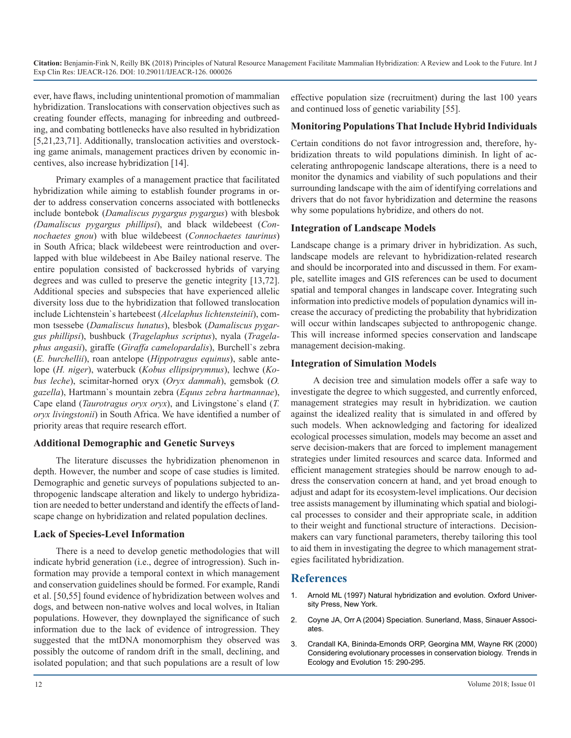ever, have flaws, including unintentional promotion of mammalian hybridization. Translocations with conservation objectives such as creating founder effects, managing for inbreeding and outbreeding, and combating bottlenecks have also resulted in hybridization [5,21,23,71]. Additionally, translocation activities and overstocking game animals, management practices driven by economic incentives, also increase hybridization [14].

Primary examples of a management practice that facilitated hybridization while aiming to establish founder programs in order to address conservation concerns associated with bottlenecks include bontebok (*Damaliscus pygargus pygargus*) with blesbok *(Damaliscus pygargus phillipsi*), and black wildebeest (*Connochaetes gnou*) with blue wildebeest (*Connochaetes taurinus*) in South Africa; black wildebeest were reintroduction and overlapped with blue wildebeest in Abe Bailey national reserve. The entire population consisted of backcrossed hybrids of varying degrees and was culled to preserve the genetic integrity [13,72]. Additional species and subspecies that have experienced allelic diversity loss due to the hybridization that followed translocation include Lichtenstein`s hartebeest (*Alcelaphus lichtensteinii*), common tsessebe (*Damaliscus lunatus*), blesbok (*Damaliscus pygargus phillipsi*), bushbuck (*Tragelaphus scriptus*), nyala (*Tragelaphus angasii*), giraffe (*Giraffa camelopardalis*), Burchell`s zebra (*E. burchellii*), roan antelope (*Hippotragus equinus*), sable antelope (*H. niger*), waterbuck (*Kobus ellipsiprymnus*), lechwe (*Kobus leche*), scimitar-horned oryx (*Oryx dammah*), gemsbok (*O. gazella*), Hartmann`s mountain zebra (*Equus zebra hartmannae*), Cape eland (*Taurotragus oryx oryx*), and Livingstone`s eland (*T. oryx livingstonii*) in South Africa. We have identified a number of priority areas that require research effort.

### Additional Demographic and Genetic Surveys

The literature discusses the hybridization phenomenon in depth. However, the number and scope of case studies is limited. Demographic and genetic surveys of populations subjected to anthropogenic landscape alteration and likely to undergo hybridization are needed to better understand and identify the effects of landscape change on hybridization and related population declines.

### Lack of Species-Level Information

There is a need to develop genetic methodologies that will indicate hybrid generation (i.e., degree of introgression). Such information may provide a temporal context in which management and conservation guidelines should be formed. For example, Randi et al. [50,55] found evidence of hybridization between wolves and dogs, and between non-native wolves and local wolves, in Italian populations. However, they downplayed the significance of such information due to the lack of evidence of introgression. They suggested that the mtDNA monomorphism they observed was possibly the outcome of random drift in the small, declining, and isolated population; and that such populations are a result of low effective population size (recruitment) during the last 100 years and continued loss of genetic variability [55].

### Monitoring Populations That Include Hybrid Individuals

Certain conditions do not favor introgression and, therefore, hybridization threats to wild populations diminish. In light of accelerating anthropogenic landscape alterations, there is a need to monitor the dynamics and viability of such populations and their surrounding landscape with the aim of identifying correlations and drivers that do not favor hybridization and determine the reasons why some populations hybridize, and others do not.

### Integration of Landscape Models

Landscape change is a primary driver in hybridization. As such, landscape models are relevant to hybridization-related research and should be incorporated into and discussed in them. For example, satellite images and GIS references can be used to document spatial and temporal changes in landscape cover. Integrating such information into predictive models of population dynamics will increase the accuracy of predicting the probability that hybridization will occur within landscapes subjected to anthropogenic change. This will increase informed species conservation and landscape management decision-making.

### Integration of Simulation Models

A decision tree and simulation models offer a safe way to investigate the degree to which suggested, and currently enforced, management strategies may result in hybridization. we caution against the idealized reality that is simulated in and offered by such models. When acknowledging and factoring for idealized ecological processes simulation, models may become an asset and serve decision-makers that are forced to implement management strategies under limited resources and scarce data. Informed and efficient management strategies should be narrow enough to address the conservation concern at hand, and yet broad enough to adjust and adapt for its ecosystem-level implications. Our decision tree assists management by illuminating which spatial and biological processes to consider and their appropriate scale, in addition to their weight and functional structure of interactions. Decision-makers can vary functional parameters, thereby tailoring this tool to aid them in investigating the degree to which management strategies facilitated hybridization.

## References

1. Arnold ML (1997) Natural hybridization and evolution. Oxford University Press, New York.
2. Coyne JA, Orr A (2004) Speciation. Sunerland, Mass, Sinauer Associates.
3. Crandall KA, Bininda-Emonds ORP, Georgina MM, Wayne RK (2000) Considering evolutionary processes in conservation biology. Trends in Ecology and Evolution 15: 290-295.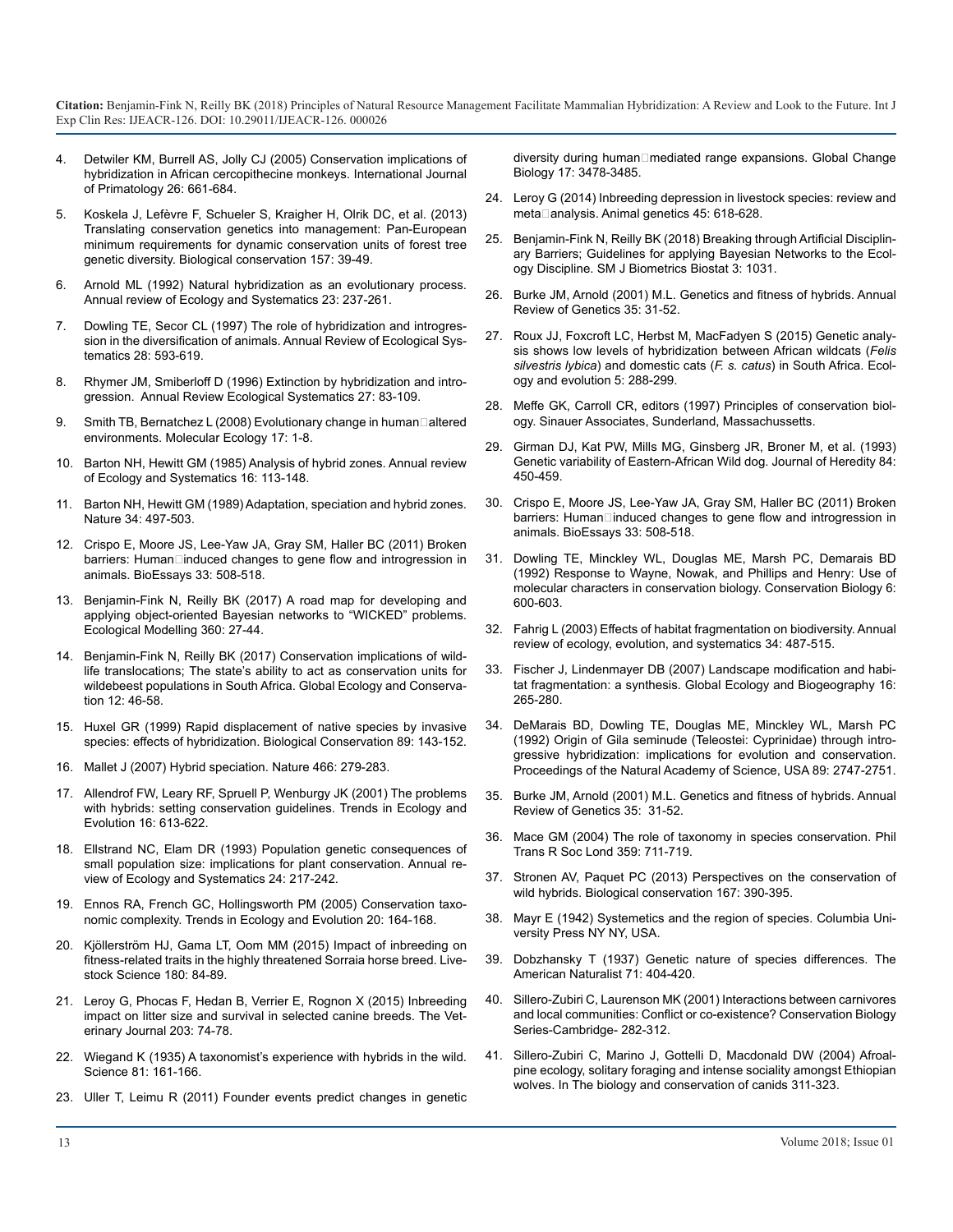4. Detwiler KM, Burrell AS, Jolly CJ (2005) Conservation implications of hybridization in African cercopithecine monkeys. International Journal of Primatology 26: 661-684.

5. Koskela J, Lefèvre F, Schueler S, Kraigher H, Olrik DC, et al. (2013) Translating conservation genetics into management: Pan-European minimum requirements for dynamic conservation units of forest tree genetic diversity. Biological conservation 157: 39-49.

6. Arnold ML (1992) Natural hybridization as an evolutionary process. Annual review of Ecology and Systematics 23: 237-261.

7. Dowling TE, Secor CL (1997) The role of hybridization and introgression in the diversification of animals. Annual Review of Ecological Systematics 28: 593-619.

8. Rhymer JM, Smiberloff D (1996) Extinction by hybridization and introgression. Annual Review Ecological Systematics 27: 83-109.

9. Smith TB, Bernatchez L (2008) Evolutionary change in human altered environments. Molecular Ecology 17: 1-8.

10. Barton NH, Hewitt GM (1985) Analysis of hybrid zones. Annual review of Ecology and Systematics 16: 113-148.

11. Barton NH, Hewitt GM (1989) Adaptation, speciation and hybrid zones. Nature 34: 497-503.

12. Crispo E, Moore JS, Lee-Yaw JA, Gray SM, Haller BC (2011) Broken barriers: Human induced changes to gene flow and introgression in animals. BioEssays 33: 508-518.

13. Benjamin-Fink N, Reilly BK (2017) A road map for developing and applying object-oriented Bayesian networks to "WICKED" problems. Ecological Modelling 360: 27-44.

14. Benjamin-Fink N, Reilly BK (2017) Conservation implications of wildlife translocations; The state's ability to act as conservation units for wildebeest populations in South Africa. Global Ecology and Conservation 12: 46-58.

15. Huxel GR (1999) Rapid displacement of native species by invasive species: effects of hybridization. Biological Conservation 89: 143-152.

16. Mallet J (2007) Hybrid speciation. Nature 466: 279-283.

17. Allendrof FW, Leary RF, Spruell P, Wenburgy JK (2001) The problems with hybrids: setting conservation guidelines. Trends in Ecology and Evolution 16: 613-622.

18. Ellstrand NC, Elam DR (1993) Population genetic consequences of small population size: implications for plant conservation. Annual review of Ecology and Systematics 24: 217-242.

19. Ennos RA, French GC, Hollingsworth PM (2005) Conservation taxonomic complexity. Trends in Ecology and Evolution 20: 164-168.

20. Kjöllerström HJ, Gama LT, Oom MM (2015) Impact of inbreeding on fitness-related traits in the highly threatened Sorraia horse breed. Livestock Science 180: 84-89.

21. Leroy G, Phocas F, Hedan B, Verrier E, Rognon X (2015) Inbreeding impact on litter size and survival in selected canine breeds. The Veterinary Journal 203: 74-78.

22. Wiegand K (1935) A taxonomist's experience with hybrids in the wild. Science 81: 161-166.

23. Uller T, Leimu R (2011) Founder events predict changes in genetic diversity during human mediated range expansions. Global Change Biology 17: 3478-3485.

24. Leroy G (2014) Inbreeding depression in livestock species: review and meta analysis. Animal genetics 45: 618-628.

25. Benjamin-Fink N, Reilly BK (2018) Breaking through Artificial Disciplinary Barriers; Guidelines for applying Bayesian Networks to the Ecology Discipline. SM J Biometrics Biostat 3: 1031.

26. Burke JM, Arnold (2001) M.L. Genetics and fitness of hybrids. Annual Review of Genetics 35: 31-52.

27. Roux JJ, Foxcroft LC, Herbst M, MacFadyen S (2015) Genetic analysis shows low levels of hybridization between African wildcats (*Felis silvestris lybica*) and domestic cats (*F. s. catus*) in South Africa. Ecology and evolution 5: 288-299.

28. Meffe GK, Carroll CR, editors (1997) Principles of conservation biology. Sinauer Associates, Sunderland, Massachussetts.

29. Girman DJ, Kat PW, Mills MG, Ginsberg JR, Broner M, et al. (1993) Genetic variability of Eastern-African Wild dog. Journal of Heredity 84: 450-459.

30. Crispo E, Moore JS, Lee-Yaw JA, Gray SM, Haller BC (2011) Broken barriers: Human induced changes to gene flow and introgression in animals. BioEssays 33: 508-518.

31. Dowling TE, Minckley WL, Douglas ME, Marsh PC, Demarais BD (1992) Response to Wayne, Nowak, and Phillips and Henry: Use of molecular characters in conservation biology. Conservation Biology 6: 600-603.

32. Fahrig L (2003) Effects of habitat fragmentation on biodiversity. Annual review of ecology, evolution, and systematics 34: 487-515.

33. Fischer J, Lindenmayer DB (2007) Landscape modification and habitat fragmentation: a synthesis. Global Ecology and Biogeography 16: 265-280.

34. DeMarais BD, Dowling TE, Douglas ME, Minckley WL, Marsh PC (1992) Origin of Gila seminude (Teleostei: Cyprinidae) through introgressive hybridization: implications for evolution and conservation. Proceedings of the Natural Academy of Science, USA 89: 2747-2751.

35. Burke JM, Arnold (2001) M.L. Genetics and fitness of hybrids. Annual Review of Genetics 35: 31-52.

36. Mace GM (2004) The role of taxonomy in species conservation. Phil Trans R Soc Lond 359: 711-719.

37. Stronen AV, Paquet PC (2013) Perspectives on the conservation of wild hybrids. Biological conservation 167: 390-395.

38. Mayr E (1942) Systemetics and the region of species. Columbia University Press NY NY, USA.

39. Dobzhansky T (1937) Genetic nature of species differences. The American Naturalist 71: 404-420.

40. Sillero-Zubiri C, Laurenson MK (2001) Interactions between carnivores and local communities: Conflict or co-existence? Conservation Biology Series-Cambridge- 282-312.

41. Sillero-Zubiri C, Marino J, Gottelli D, Macdonald DW (2004) Afroalpine ecology, solitary foraging and intense sociality amongst Ethiopian wolves. In The biology and conservation of canids 311-323.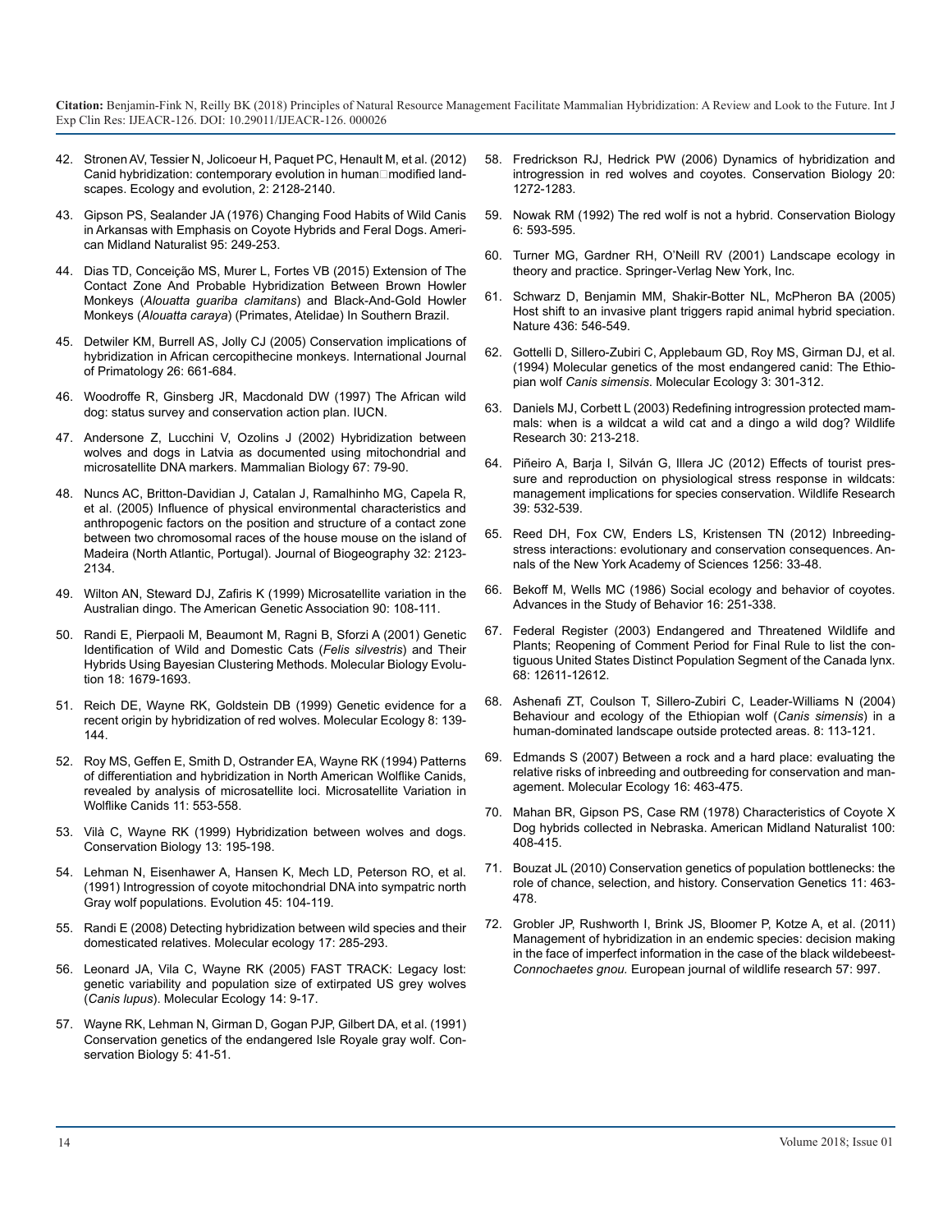42. Stronen AV, Tessier N, Jolicoeur H, Paquet PC, Henault M, et al. (2012) Canid hybridization: contemporary evolution in human□modified landscapes. Ecology and evolution, 2: 2128-2140.

43. Gipson PS, Sealander JA (1976) Changing Food Habits of Wild Canis in Arkansas with Emphasis on Coyote Hybrids and Feral Dogs. American Midland Naturalist 95: 249-253.

44. Dias TD, Conceição MS, Murer L, Fortes VB (2015) Extension of The Contact Zone And Probable Hybridization Between Brown Howler Monkeys (*Alouatta guariba clamitans*) and Black-And-Gold Howler Monkeys (*Alouatta caraya*) (Primates, Atelidae) In Southern Brazil.

45. Detwiler KM, Burrell AS, Jolly CJ (2005) Conservation implications of hybridization in African cercopithecine monkeys. International Journal of Primatology 26: 661-684.

46. Woodroffe R, Ginsberg JR, Macdonald DW (1997) The African wild dog: status survey and conservation action plan. IUCN.

47. Andersone Z, Lucchini V, Ozolins J (2002) Hybridization between wolves and dogs in Latvia as documented using mitochondrial and microsatellite DNA markers. Mammalian Biology 67: 79-90.

48. Nuncs AC, Britton-Davidian J, Catalan J, Ramalhinho MG, Capela R, et al. (2005) Influence of physical environmental characteristics and anthropogenic factors on the position and structure of a contact zone between two chromosomal races of the house mouse on the island of Madeira (North Atlantic, Portugal). Journal of Biogeography 32: 2123-2134.

49. Wilton AN, Steward DJ, Zafiris K (1999) Microsatellite variation in the Australian dingo. The American Genetic Association 90: 108-111.

50. Randi E, Pierpaoli M, Beaumont M, Ragni B, Sforzi A (2001) Genetic Identification of Wild and Domestic Cats (*Felis silvestris*) and Their Hybrids Using Bayesian Clustering Methods. Molecular Biology Evolution 18: 1679-1693.

51. Reich DE, Wayne RK, Goldstein DB (1999) Genetic evidence for a recent origin by hybridization of red wolves. Molecular Ecology 8: 139-144.

52. Roy MS, Geffen E, Smith D, Ostrander EA, Wayne RK (1994) Patterns of differentiation and hybridization in North American Wolflike Canids, revealed by analysis of microsatellite loci. Microsatellite Variation in Wolflike Canids 11: 553-558.

53. Vilà C, Wayne RK (1999) Hybridization between wolves and dogs. Conservation Biology 13: 195-198.

54. Lehman N, Eisenhawer A, Hansen K, Mech LD, Peterson RO, et al. (1991) Introgression of coyote mitochondrial DNA into sympatric north Gray wolf populations. Evolution 45: 104-119.

55. Randi E (2008) Detecting hybridization between wild species and their domesticated relatives. Molecular ecology 17: 285-293.

56. Leonard JA, Vila C, Wayne RK (2005) FAST TRACK: Legacy lost: genetic variability and population size of extirpated US grey wolves (*Canis lupus*). Molecular Ecology 14: 9-17.

57. Wayne RK, Lehman N, Girman D, Gogan PJP, Gilbert DA, et al. (1991) Conservation genetics of the endangered Isle Royale gray wolf. Conservation Biology 5: 41-51.

58. Fredrickson RJ, Hedrick PW (2006) Dynamics of hybridization and introgression in red wolves and coyotes. Conservation Biology 20: 1272-1283.

59. Nowak RM (1992) The red wolf is not a hybrid. Conservation Biology 6: 593-595.

60. Turner MG, Gardner RH, O'Neill RV (2001) Landscape ecology in theory and practice. Springer-Verlag New York, Inc.

61. Schwarz D, Benjamin MM, Shakir-Botter NL, McPheron BA (2005) Host shift to an invasive plant triggers rapid animal hybrid speciation. Nature 436: 546-549.

62. Gottelli D, Sillero-Zubiri C, Applebaum GD, Roy MS, Girman DJ, et al. (1994) Molecular genetics of the most endangered canid: The Ethiopian wolf *Canis simensis*. Molecular Ecology 3: 301-312.

63. Daniels MJ, Corbett L (2003) Redefining introgression protected mammals: when is a wildcat a wild cat and a dingo a wild dog? Wildlife Research 30: 213-218.

64. Piñeiro A, Barja I, Silván G, Illera JC (2012) Effects of tourist pressure and reproduction on physiological stress response in wildcats: management implications for species conservation. Wildlife Research 39: 532-539.

65. Reed DH, Fox CW, Enders LS, Kristensen TN (2012) Inbreeding-stress interactions: evolutionary and conservation consequences. Annals of the New York Academy of Sciences 1256: 33-48.

66. Bekoff M, Wells MC (1986) Social ecology and behavior of coyotes. Advances in the Study of Behavior 16: 251-338.

67. Federal Register (2003) Endangered and Threatened Wildlife and Plants; Reopening of Comment Period for Final Rule to list the contiguous United States Distinct Population Segment of the Canada lynx. 68: 12611-12612.

68. Ashenafi ZT, Coulson T, Sillero-Zubiri C, Leader-Williams N (2004) Behaviour and ecology of the Ethiopian wolf (*Canis simensis*) in a human-dominated landscape outside protected areas. 8: 113-121.

69. Edmands S (2007) Between a rock and a hard place: evaluating the relative risks of inbreeding and outbreeding for conservation and management. Molecular Ecology 16: 463-475.

70. Mahan BR, Gipson PS, Case RM (1978) Characteristics of Coyote X Dog hybrids collected in Nebraska. American Midland Naturalist 100: 408-415.

71. Bouzat JL (2010) Conservation genetics of population bottlenecks: the role of chance, selection, and history. Conservation Genetics 11: 463-478.

72. Grobler JP, Rushworth I, Brink JS, Bloomer P, Kotze A, et al. (2011) Management of hybridization in an endemic species: decision making in the face of imperfect information in the case of the black wildebeest-*Connochaetes gnou.* European journal of wildlife research 57: 997.